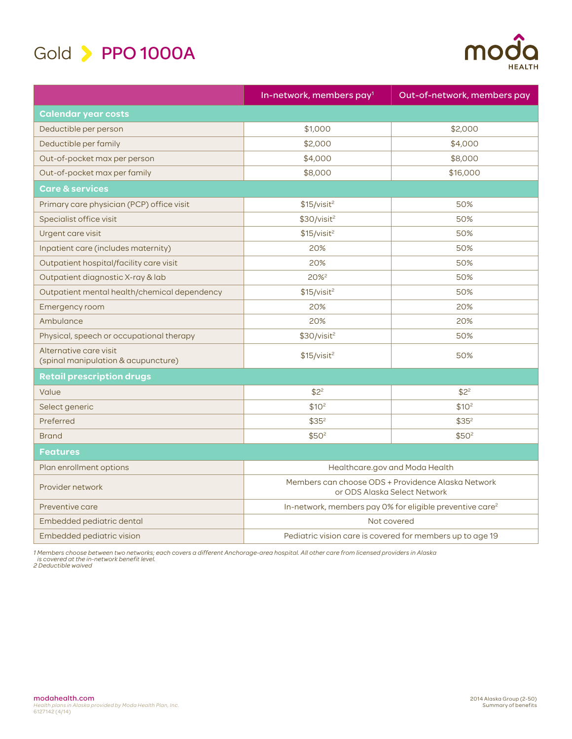# Gold › PPO 1000A

| | In-network, members pay[1] | Out-of-network, members pay |
|---|---|---|
| **Calendar year costs** | | |
| Deductible per person | $1,000 | $2,000 |
| Deductible per family | $2,000 | $4,000 |
| Out-of-pocket max per person | $4,000 | $8,000 |
| Out-of-pocket max per family | $8,000 | $16,000 |
| **Care & services** | | |
| Primary care physician (PCP) office visit | $15/visit[2] | 50% |
| Specialist office visit | $30/visit[2] | 50% |
| Urgent care visit | $15/visit[2] | 50% |
| Inpatient care (includes maternity) | 20% | 50% |
| Outpatient hospital/facility care visit | 20% | 50% |
| Outpatient diagnostic X-ray & lab | 20%[2] | 50% |
| Outpatient mental health/chemical dependency | $15/visit[2] | 50% |
| Emergency room | 20% | 20% |
| Ambulance | 20% | 20% |
| Physical, speech or occupational therapy | $30/visit[2] | 50% |
| Alternative care visit (spinal manipulation & acupuncture) | $15/visit[2] | 50% |
| **Retail prescription drugs** | | |
| Value | $2[2] | $2[2] |
| Select generic | $10[2] | $10[2] |
| Preferred | $35[2] | $35[2] |
| Brand | $50[2] | $50[2] |
| **Features** | | |
| Plan enrollment options | Healthcare.gov and Moda Health | |
| Provider network | Members can choose ODS + Providence Alaska Network or ODS Alaska Select Network | |
| Preventive care | In-network, members pay 0% for eligible preventive care[2] | |
| Embedded pediatric dental | Not covered | |
| Embedded pediatric vision | Pediatric vision care is covered for members up to age 19 | |

*1 Members choose between two networks; each covers a different Anchorage-area hospital. All other care from licensed providers in Alaska is covered at the in-network benefit level.*
*2 Deductible waived*

modahealth.com
*Health plans in Alaska provided by Moda Health Plan, Inc.*
6127142 (4/14)

2014 Alaska Group (2-50)
Summary of benefits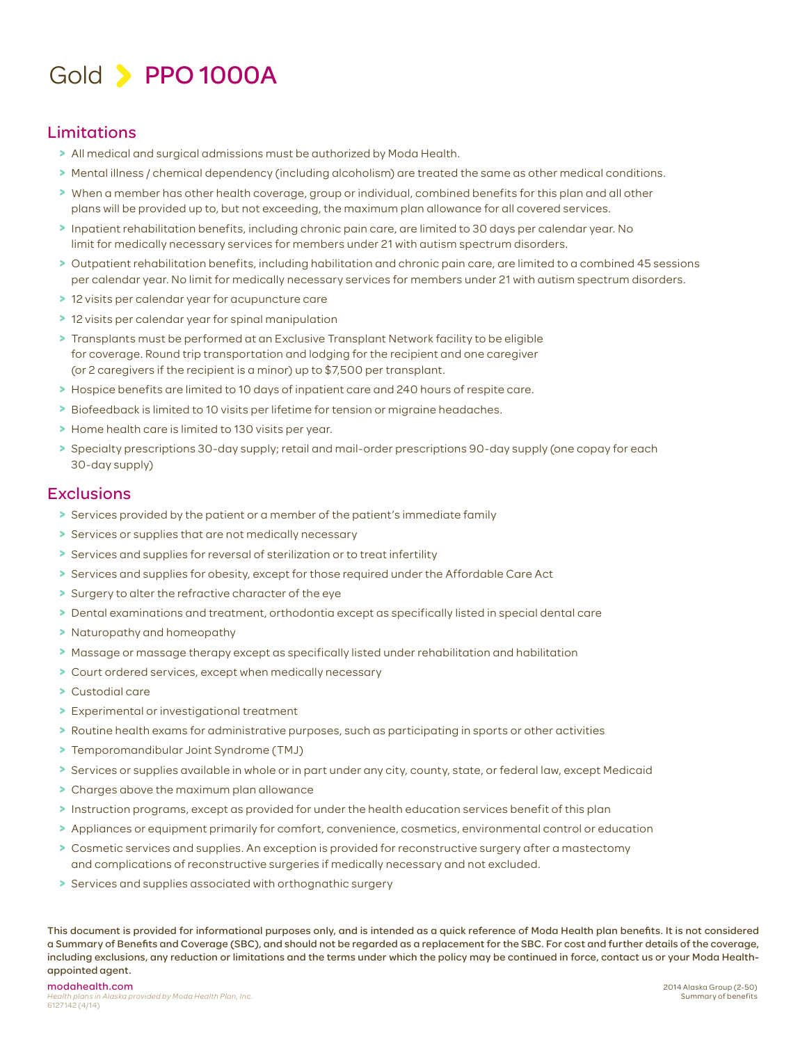# Gold > PPO 1000A

## Limitations

- All medical and surgical admissions must be authorized by Moda Health.
- Mental illness / chemical dependency (including alcoholism) are treated the same as other medical conditions.
- When a member has other health coverage, group or individual, combined benefits for this plan and all other plans will be provided up to, but not exceeding, the maximum plan allowance for all covered services.
- Inpatient rehabilitation benefits, including chronic pain care, are limited to 30 days per calendar year. No limit for medically necessary services for members under 21 with autism spectrum disorders.
- Outpatient rehabilitation benefits, including habilitation and chronic pain care, are limited to a combined 45 sessions per calendar year. No limit for medically necessary services for members under 21 with autism spectrum disorders.
- 12 visits per calendar year for acupuncture care
- 12 visits per calendar year for spinal manipulation
- Transplants must be performed at an Exclusive Transplant Network facility to be eligible for coverage. Round trip transportation and lodging for the recipient and one caregiver (or 2 caregivers if the recipient is a minor) up to $7,500 per transplant.
- Hospice benefits are limited to 10 days of inpatient care and 240 hours of respite care.
- Biofeedback is limited to 10 visits per lifetime for tension or migraine headaches.
- Home health care is limited to 130 visits per year.
- Specialty prescriptions 30-day supply; retail and mail-order prescriptions 90-day supply (one copay for each 30-day supply)

## Exclusions

- Services provided by the patient or a member of the patient's immediate family
- Services or supplies that are not medically necessary
- Services and supplies for reversal of sterilization or to treat infertility
- Services and supplies for obesity, except for those required under the Affordable Care Act
- Surgery to alter the refractive character of the eye
- Dental examinations and treatment, orthodontia except as specifically listed in special dental care
- Naturopathy and homeopathy
- Massage or massage therapy except as specifically listed under rehabilitation and habilitation
- Court ordered services, except when medically necessary
- Custodial care
- Experimental or investigational treatment
- Routine health exams for administrative purposes, such as participating in sports or other activities
- Temporomandibular Joint Syndrome (TMJ)
- Services or supplies available in whole or in part under any city, county, state, or federal law, except Medicaid
- Charges above the maximum plan allowance
- Instruction programs, except as provided for under the health education services benefit of this plan
- Appliances or equipment primarily for comfort, convenience, cosmetics, environmental control or education
- Cosmetic services and supplies. An exception is provided for reconstructive surgery after a mastectomy and complications of reconstructive surgeries if medically necessary and not excluded.
- Services and supplies associated with orthognathic surgery

**This document is provided for informational purposes only, and is intended as a quick reference of Moda Health plan benefits. It is not considered a Summary of Benefits and Coverage (SBC), and should not be regarded as a replacement for the SBC. For cost and further details of the coverage, including exclusions, any reduction or limitations and the terms under which the policy may be continued in force, contact us or your Moda Health-appointed agent.**

**modahealth.com**
*Health plans in Alaska provided by Moda Health Plan, Inc.*
6127142 (4/14)

2014 Alaska Group (2-50)
Summary of benefits